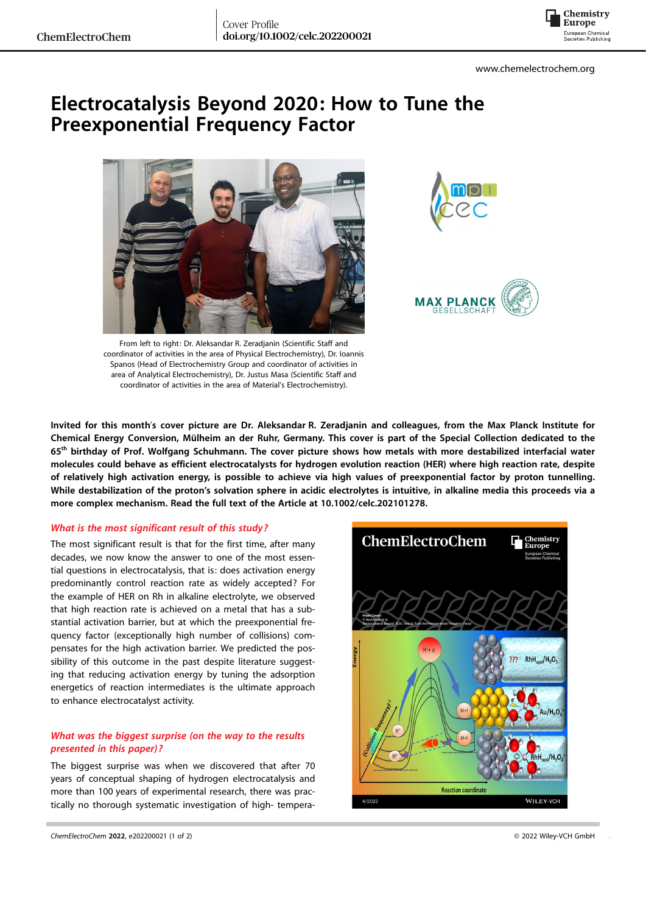# Electrocatalysis Beyond 2020: How to Tune the Preexponential Frequency Factor

From left to right: Dr. Aleksandar R. Zeradjanin (Scientific Staff and coordinator of activities in the area of Physical Electrochemistry), Dr. Ioannis Spanos (Head of Electrochemistry Group and coordinator of activities in area of Analytical Electrochemistry), Dr. Justus Masa (Scientific Staff and coordinator of activities in the area of Material's Electrochemistry).

**Invited for this month's cover picture are Dr. Aleksandar R. Zeradjanin and colleagues, from the Max Planck Institute for Chemical Energy Conversion, Mülheim an der Ruhr, Germany. This cover is part of the Special Collection dedicated to the 65th birthday of Prof. Wolfgang Schuhmann. The cover picture shows how metals with more destabilized interfacial water molecules could behave as efficient electrocatalysts for hydrogen evolution reaction (HER) where high reaction rate, despite of relatively high activation energy, is possible to achieve via high values of preexponential factor by proton tunnelling. While destabilization of the proton's solvation sphere in acidic electrolytes is intuitive, in alkaline media this proceeds via a more complex mechanism. Read the full text of the Article at 10.1002/celc.202101278.**

### *What is the most significant result of this study?*

The most significant result is that for the first time, after many decades, we now know the answer to one of the most essential questions in electrocatalysis, that is: does activation energy predominantly control reaction rate as widely accepted? For the example of HER on Rh in alkaline electrolyte, we observed that high reaction rate is achieved on a metal that has a substantial activation barrier, but at which the preexponential frequency factor (exceptionally high number of collisions) compensates for the high activation barrier. We predicted the possibility of this outcome in the past despite literature suggesting that reducing activation energy by tuning the adsorption energetics of reaction intermediates is the ultimate approach to enhance electrocatalyst activity.

### *What was the biggest surprise (on the way to the results presented in this paper)?*

The biggest surprise was when we discovered that after 70 years of conceptual shaping of hydrogen electrocatalysis and more than 100 years of experimental research, there was practically no thorough systematic investigation of high- tempera-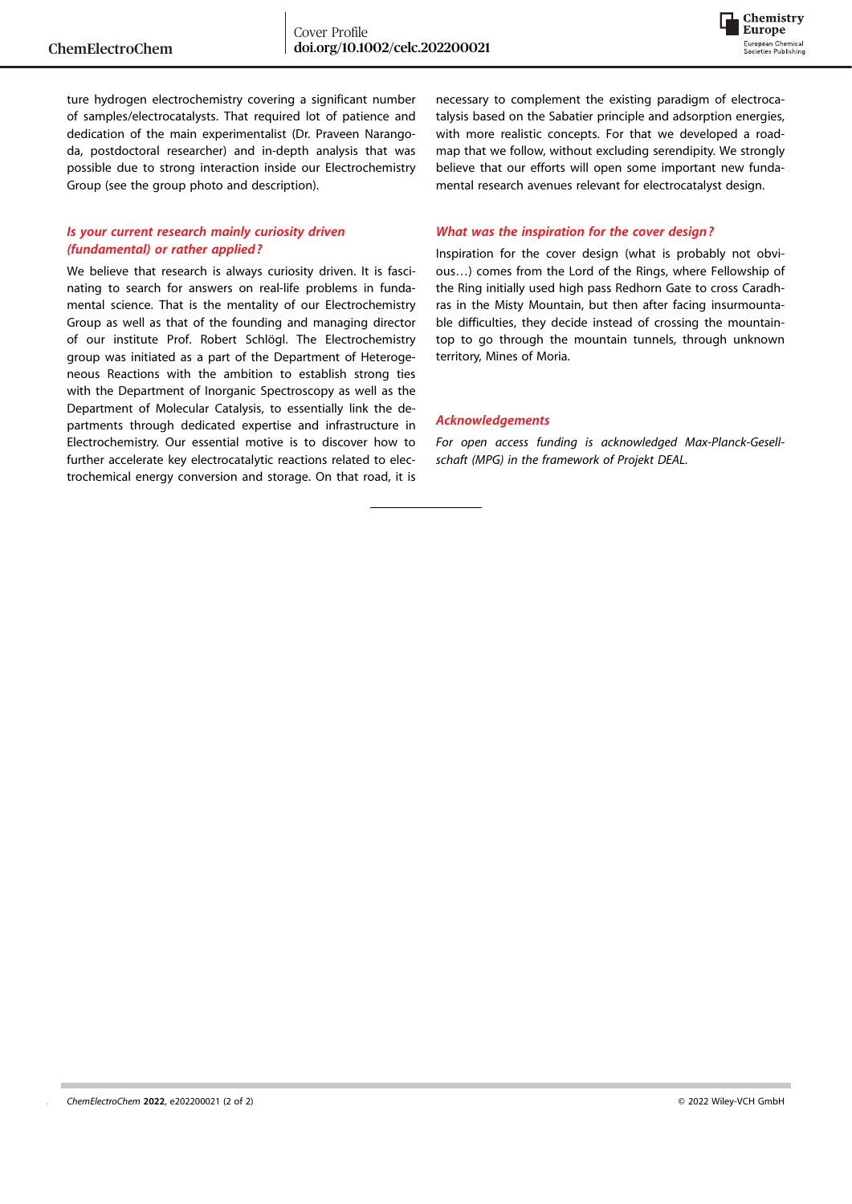ture hydrogen electrochemistry covering a significant number of samples/electrocatalysts. That required lot of patience and dedication of the main experimentalist (Dr. Praveen Narangoda, postdoctoral researcher) and in-depth analysis that was possible due to strong interaction inside our Electrochemistry Group (see the group photo and description).

### *Is your current research mainly curiosity driven (fundamental) or rather applied?*

We believe that research is always curiosity driven. It is fascinating to search for answers on real-life problems in fundamental science. That is the mentality of our Electrochemistry Group as well as that of the founding and managing director of our institute Prof. Robert Schlögl. The Electrochemistry group was initiated as a part of the Department of Heterogeneous Reactions with the ambition to establish strong ties with the Department of Inorganic Spectroscopy as well as the Department of Molecular Catalysis, to essentially link the departments through dedicated expertise and infrastructure in Electrochemistry. Our essential motive is to discover how to further accelerate key electrocatalytic reactions related to electrochemical energy conversion and storage. On that road, it is necessary to complement the existing paradigm of electrocatalysis based on the Sabatier principle and adsorption energies, with more realistic concepts. For that we developed a roadmap that we follow, without excluding serendipity. We strongly believe that our efforts will open some important new fundamental research avenues relevant for electrocatalyst design.

### *What was the inspiration for the cover design?*

Inspiration for the cover design (what is probably not obvious…) comes from the Lord of the Rings, where Fellowship of the Ring initially used high pass Redhorn Gate to cross Caradhras in the Misty Mountain, but then after facing insurmountable difficulties, they decide instead of crossing the mountaintop to go through the mountain tunnels, through unknown territory, Mines of Moria.

### *Acknowledgements*

*For open access funding is acknowledged Max-Planck-Gesellschaft (MPG) in the framework of Projekt DEAL.*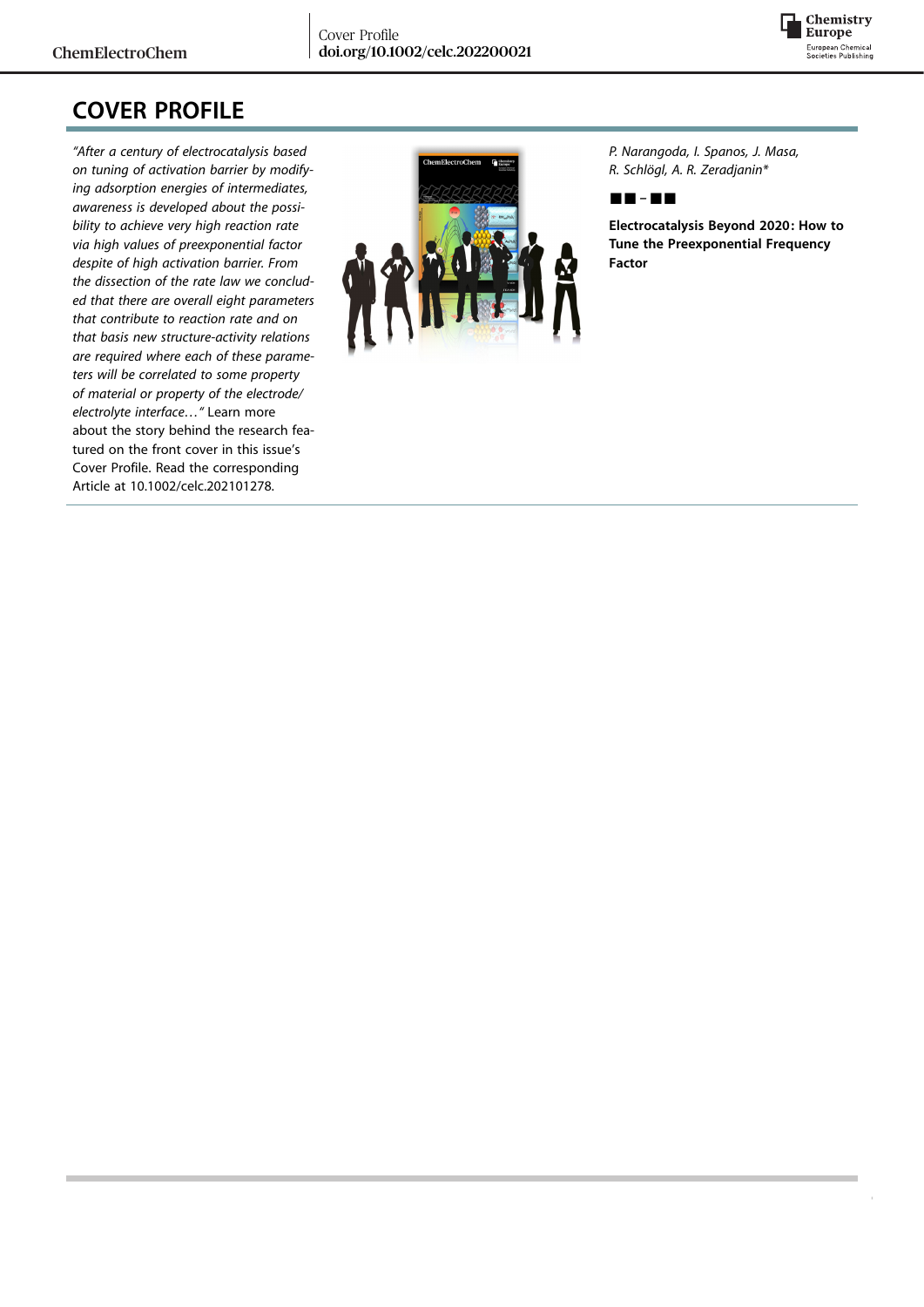# COVER PROFILE

*"After a century of electrocatalysis based on tuning of activation barrier by modifying adsorption energies of intermediates, awareness is developed about the possibility to achieve very high reaction rate via high values of preexponential factor despite of high activation barrier. From the dissection of the rate law we concluded that there are overall eight parameters that contribute to reaction rate and on that basis new structure-activity relations are required where each of these parameters will be correlated to some property of material or property of the electrode/electrolyte interface…"* Learn more about the story behind the research featured on the front cover in this issue's Cover Profile. Read the corresponding Article at 10.1002/celc.202101278.

*P. Narangoda, I. Spanos, J. Masa, R. Schlögl, A. R. Zeradjanin**

■■ – ■■

**Electrocatalysis Beyond 2020: How to Tune the Preexponential Frequency Factor**